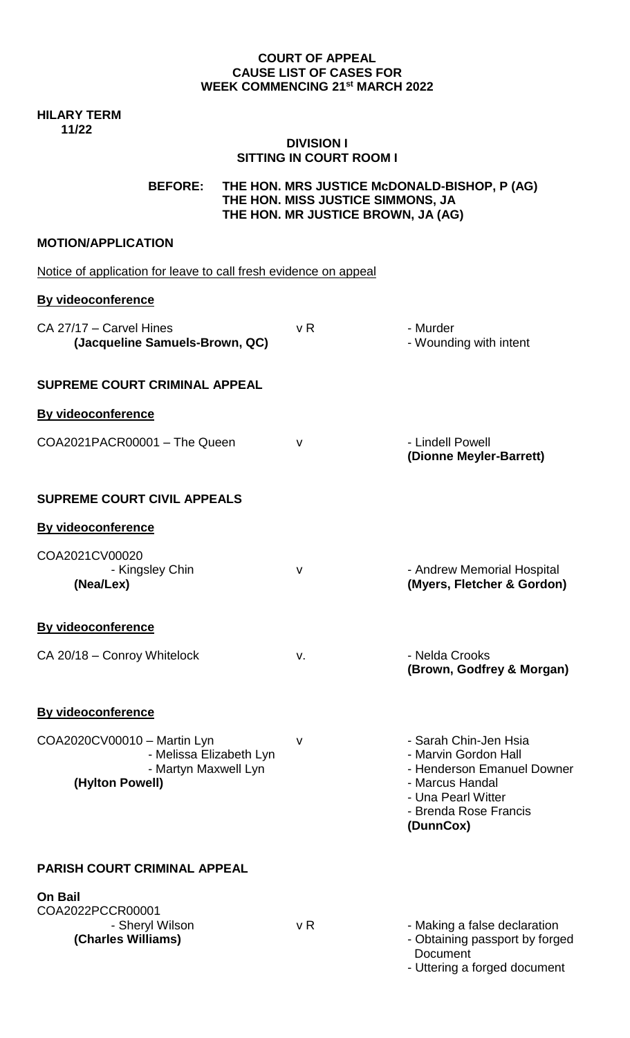**COURT OF APPEAL**
**CAUSE LIST OF CASES FOR**
**WEEK COMMENCING 21st MARCH 2022**

**HILARY TERM**
**11/22**

**DIVISION I**
**SITTING IN COURT ROOM I**

**BEFORE: THE HON. MRS JUSTICE McDONALD-BISHOP, P (AG)**
**THE HON. MISS JUSTICE SIMMONS, JA**
**THE HON. MR JUSTICE BROWN, JA (AG)**

**MOTION/APPLICATION**

Notice of application for leave to call fresh evidence on appeal

**By videoconference**

| | | |
|---|---|---|
| CA 27/17 – Carvel Hines<br>**(Jacqueline Samuels-Brown, QC)** | v R | - Murder<br>- Wounding with intent |

**SUPREME COURT CRIMINAL APPEAL**

**By videoconference**

| | | |
|---|---|---|
| COA2021PACR00001 – The Queen | v | - Lindell Powell<br>**(Dionne Meyler-Barrett)** |

**SUPREME COURT CIVIL APPEALS**

**By videoconference**

| | | |
|---|---|---|
| COA2021CV00020<br>- Kingsley Chin<br>**(Nea/Lex)** | v | - Andrew Memorial Hospital<br>**(Myers, Fletcher & Gordon)** |

**By videoconference**

| | | |
|---|---|---|
| CA 20/18 – Conroy Whitelock | v. | - Nelda Crooks<br>**(Brown, Godfrey & Morgan)** |

**By videoconference**

| | | |
|---|---|---|
| COA2020CV00010 – Martin Lyn<br>- Melissa Elizabeth Lyn<br>- Martyn Maxwell Lyn<br>**(Hylton Powell)** | v | - Sarah Chin-Jen Hsia<br>- Marvin Gordon Hall<br>- Henderson Emanuel Downer<br>- Marcus Handal<br>- Una Pearl Witter<br>- Brenda Rose Francis<br>**(DunnCox)** |

**PARISH COURT CRIMINAL APPEAL**

**On Bail**

| | | |
|---|---|---|
| COA2022PCCR00001<br>- Sheryl Wilson<br>**(Charles Williams)** | v R | - Making a false declaration<br>- Obtaining passport by forged Document<br>- Uttering a forged document |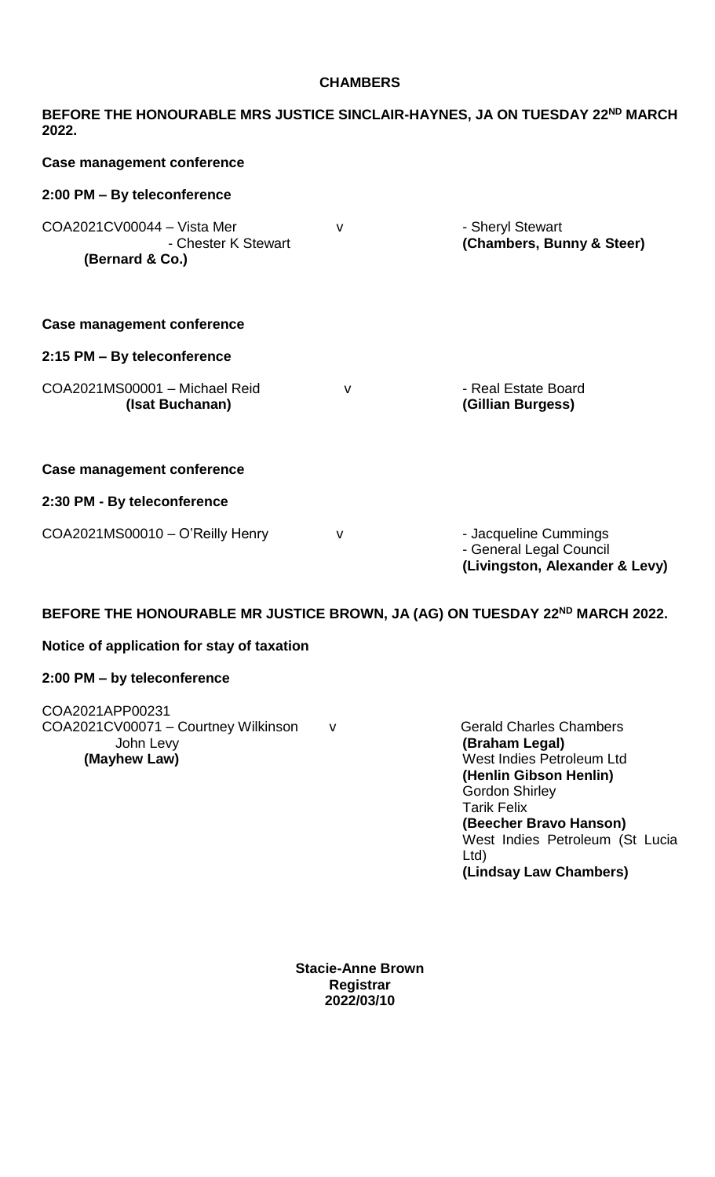**CHAMBERS**

**BEFORE THE HONOURABLE MRS JUSTICE SINCLAIR-HAYNES, JA ON TUESDAY 22ND MARCH 2022.**

**Case management conference**

**2:00 PM – By teleconference**

| | | |
|---|---|---|
| COA2021CV00044 – Vista Mer<br>- Chester K Stewart<br>**(Bernard & Co.)** | v | - Sheryl Stewart<br>**(Chambers, Bunny & Steer)** |

**Case management conference**

**2:15 PM – By teleconference**

| | | |
|---|---|---|
| COA2021MS00001 – Michael Reid<br>**(Isat Buchanan)** | v | - Real Estate Board<br>**(Gillian Burgess)** |

**Case management conference**

**2:30 PM - By teleconference**

| | | |
|---|---|---|
| COA2021MS00010 – O'Reilly Henry | v | - Jacqueline Cummings<br>- General Legal Council<br>**(Livingston, Alexander & Levy)** |

**BEFORE THE HONOURABLE MR JUSTICE BROWN, JA (AG) ON TUESDAY 22ND MARCH 2022.**

**Notice of application for stay of taxation**

**2:00 PM – by teleconference**

| | | |
|---|---|---|
| COA2021APP00231<br>COA2021CV00071 – Courtney Wilkinson<br>John Levy<br>**(Mayhew Law)** | v | Gerald Charles Chambers<br>**(Braham Legal)**<br>West Indies Petroleum Ltd<br>**(Henlin Gibson Henlin)**<br>Gordon Shirley<br>Tarik Felix<br>**(Beecher Bravo Hanson)**<br>West Indies Petroleum (St Lucia Ltd)<br>**(Lindsay Law Chambers)** |

**Stacie-Anne Brown**
**Registrar**
**2022/03/10**